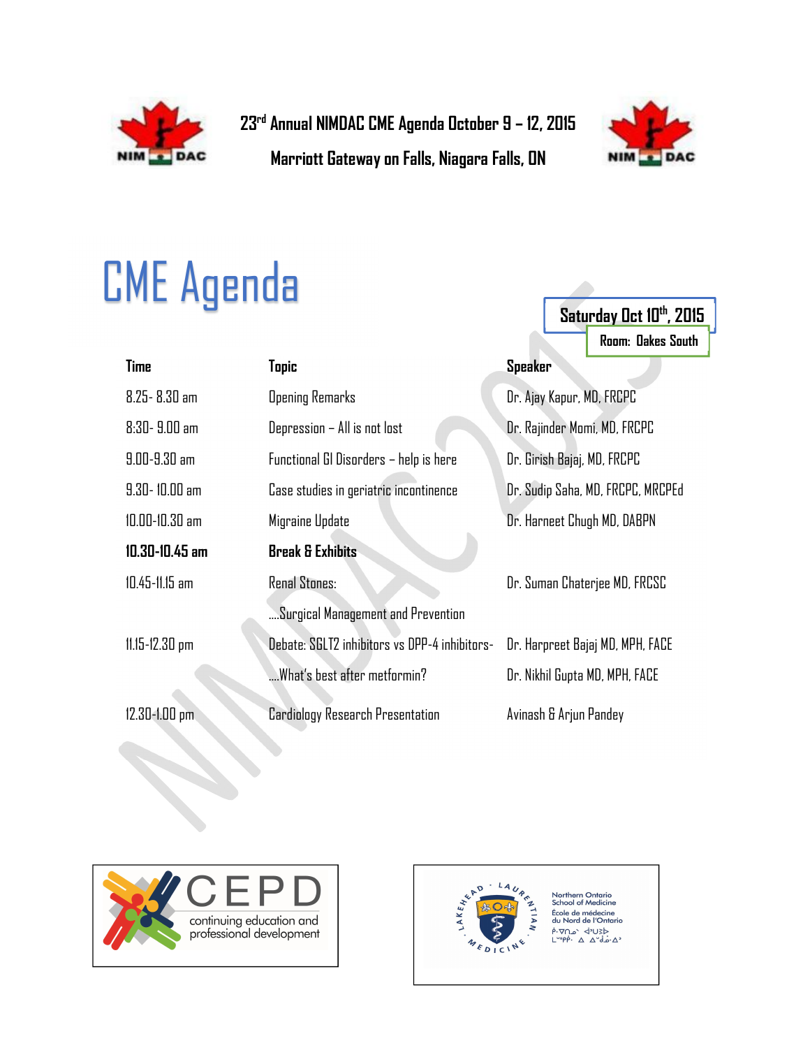# 23rd Annual NIMDAC CME Agenda October 9 – 12, 2015

## Marriott Gateway on Falls, Niagara Falls, ON

# CME Agenda

**Saturday Oct 10th, 2015**

**Room: Oakes South**

| Time | Topic | Speaker |
|---|---|---|
| 8.25- 8.30 am | Opening Remarks | Dr. Ajay Kapur, MD, FRCPC |
| 8:30- 9.00 am | Depression – All is not lost | Dr. Rajinder Momi, MD, FRCPC |
| 9.00-9.30 am | Functional GI Disorders – help is here | Dr. Girish Bajaj, MD, FRCPC |
| 9.30- 10.00 am | Case studies in geriatric incontinence | Dr. Sudip Saha, MD, FRCPC, MRCPEd |
| 10.00-10.30 am | Migraine Update | Dr. Harneet Chugh MD, DABPN |
| **10.30-10.45 am** | **Break & Exhibits** | |
| 10.45-11.15 am | Renal Stones: ….Surgical Management and Prevention | Dr. Suman Chaterjee MD, FRCSC |
| 11.15-12.30 pm | Debate: SGLT2 inhibitors vs DPP-4 inhibitors- ….What's best after metformin? | Dr. Harpreet Bajaj MD, MPH, FACE<br>Dr. Nikhil Gupta MD, MPH, FACE |
| 12.30-1.00 pm | Cardiology Research Presentation | Avinash & Arjun Pandey |

CEPD continuing education and professional development

Northern Ontario School of Medicine
École de médecine du Nord de l'Ontario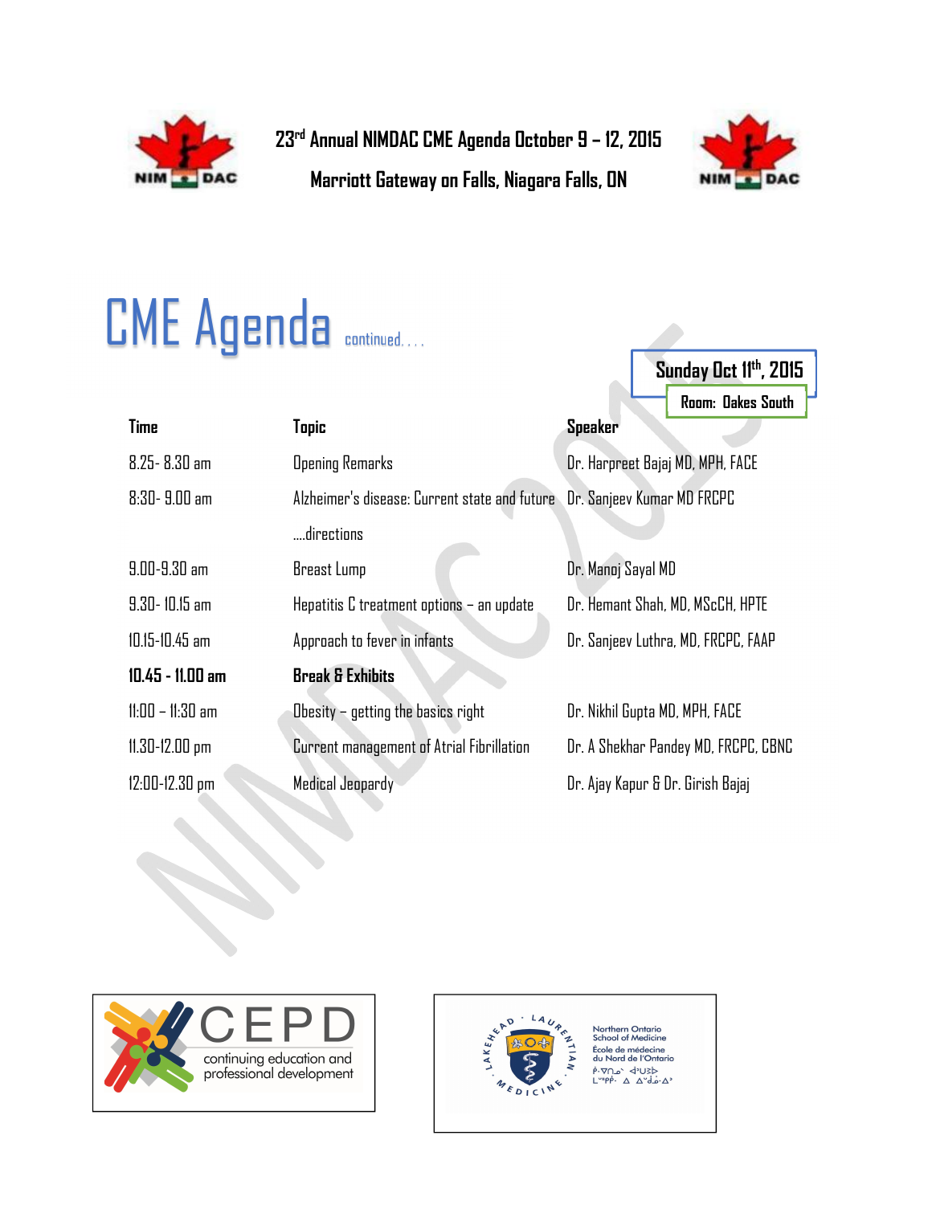# 23rd Annual NIMDAC CME Agenda October 9 – 12, 2015

## Marriott Gateway on Falls, Niagara Falls, ON

# CME Agenda continued. . . .

**Sunday Oct 11th, 2015**

**Room: Oakes South**

| Time | Topic | Speaker |
|---|---|---|
| 8.25- 8.30 am | Opening Remarks | Dr. Harpreet Bajaj MD, MPH, FACE |
| 8:30- 9.00 am | Alzheimer's disease: Current state and future ....directions | Dr. Sanjeev Kumar MD FRCPC |
| 9.00-9.30 am | Breast Lump | Dr. Manoj Sayal MD |
| 9.30- 10.15 am | Hepatitis C treatment options – an update | Dr. Hemant Shah, MD, MScCH, HPTE |
| 10.15-10.45 am | Approach to fever in infants | Dr. Sanjeev Luthra, MD, FRCPC, FAAP |
| **10.45 - 11.00 am** | **Break & Exhibits** | |
| 11:00 – 11:30 am | Obesity – getting the basics right | Dr. Nikhil Gupta MD, MPH, FACE |
| 11.30-12.00 pm | Current management of Atrial Fibrillation | Dr. A Shekhar Pandey MD, FRCPC, CBNC |
| 12:00-12.30 pm | Medical Jeopardy | Dr. Ajay Kapur & Dr. Girish Bajaj |

CEPD continuing education and professional development

Northern Ontario School of Medicine
École de médecine du Nord de l'Ontario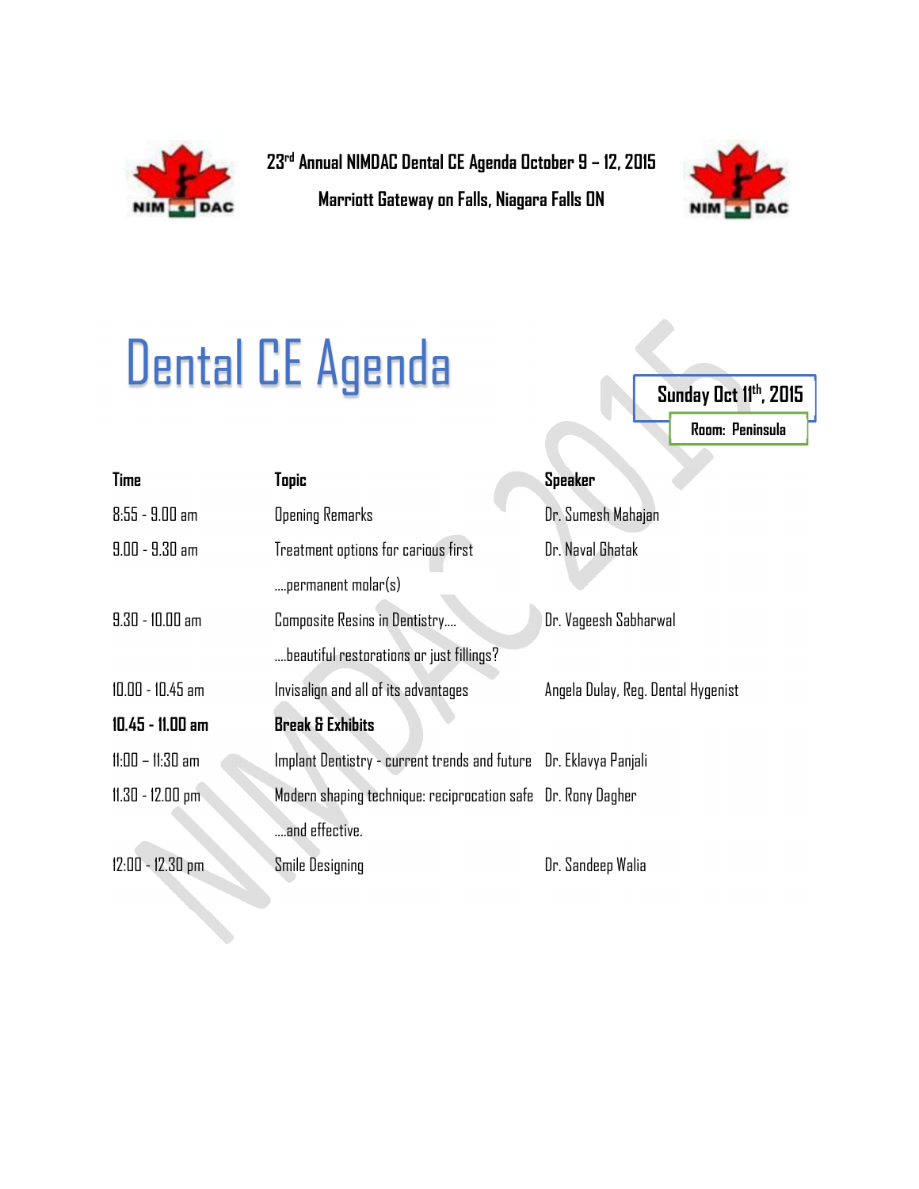**23rd Annual NIMDAC Dental CE Agenda October 9 – 12, 2015**

**Marriott Gateway on Falls, Niagara Falls ON**

# Dental CE Agenda

**Sunday Oct 11th, 2015**

**Room: Peninsula**

| Time | Topic | Speaker |
| --- | --- | --- |
| 8:55 - 9.00 am | Opening Remarks | Dr. Sumesh Mahajan |
| 9.00 - 9.30 am | Treatment options for carious first ....permanent molar(s) | Dr. Naval Ghatak |
| 9.30 - 10.00 am | Composite Resins in Dentistry.... ....beautiful restorations or just fillings? | Dr. Vageesh Sabharwal |
| 10.00 - 10.45 am | Invisalign and all of its advantages | Angela Dulay, Reg. Dental Hygenist |
| **10.45 - 11.00 am** | **Break & Exhibits** | |
| 11:00 – 11:30 am | Implant Dentistry - current trends and future | Dr. Eklavya Panjali |
| 11.30 - 12.00 pm | Modern shaping technique: reciprocation safe ....and effective. | Dr. Rony Dagher |
| 12:00 - 12.30 pm | Smile Designing | Dr. Sandeep Walia |